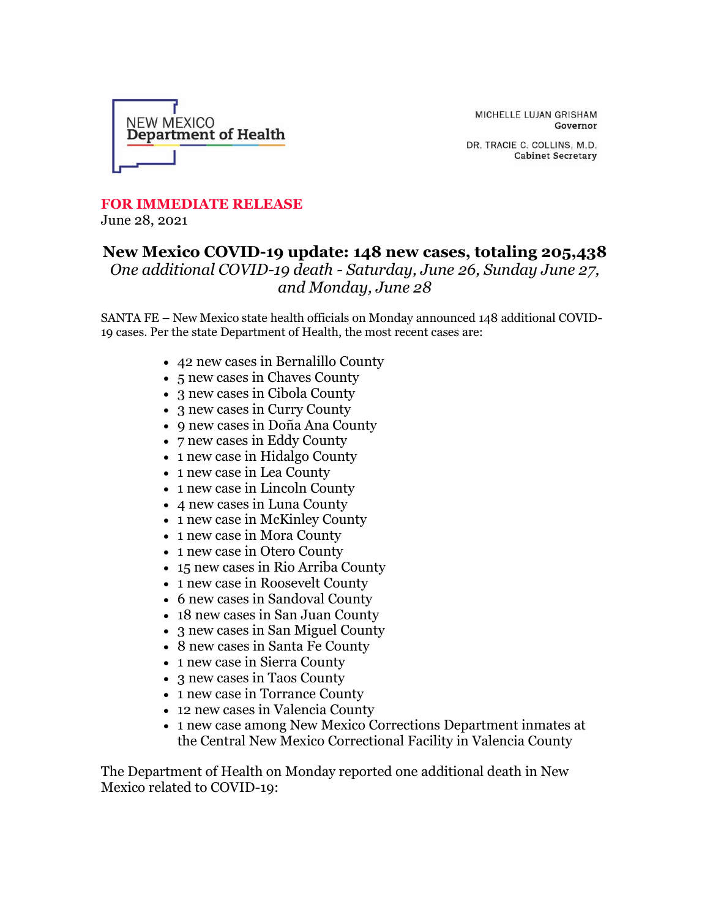NEW MEXICO
**Department of Health**

MICHELLE LUJAN GRISHAM
**Governor**

DR. TRACIE C. COLLINS, M.D.
**Cabinet Secretary**

**FOR IMMEDIATE RELEASE**
June 28, 2021

# New Mexico COVID-19 update: 148 new cases, totaling 205,438

*One additional COVID-19 death - Saturday, June 26, Sunday June 27, and Monday, June 28*

SANTA FE – New Mexico state health officials on Monday announced 148 additional COVID-19 cases. Per the state Department of Health, the most recent cases are:

- 42 new cases in Bernalillo County
- 5 new cases in Chaves County
- 3 new cases in Cibola County
- 3 new cases in Curry County
- 9 new cases in Doña Ana County
- 7 new cases in Eddy County
- 1 new case in Hidalgo County
- 1 new case in Lea County
- 1 new case in Lincoln County
- 4 new cases in Luna County
- 1 new case in McKinley County
- 1 new case in Mora County
- 1 new case in Otero County
- 15 new cases in Rio Arriba County
- 1 new case in Roosevelt County
- 6 new cases in Sandoval County
- 18 new cases in San Juan County
- 3 new cases in San Miguel County
- 8 new cases in Santa Fe County
- 1 new case in Sierra County
- 3 new cases in Taos County
- 1 new case in Torrance County
- 12 new cases in Valencia County
- 1 new case among New Mexico Corrections Department inmates at the Central New Mexico Correctional Facility in Valencia County

The Department of Health on Monday reported one additional death in New Mexico related to COVID-19: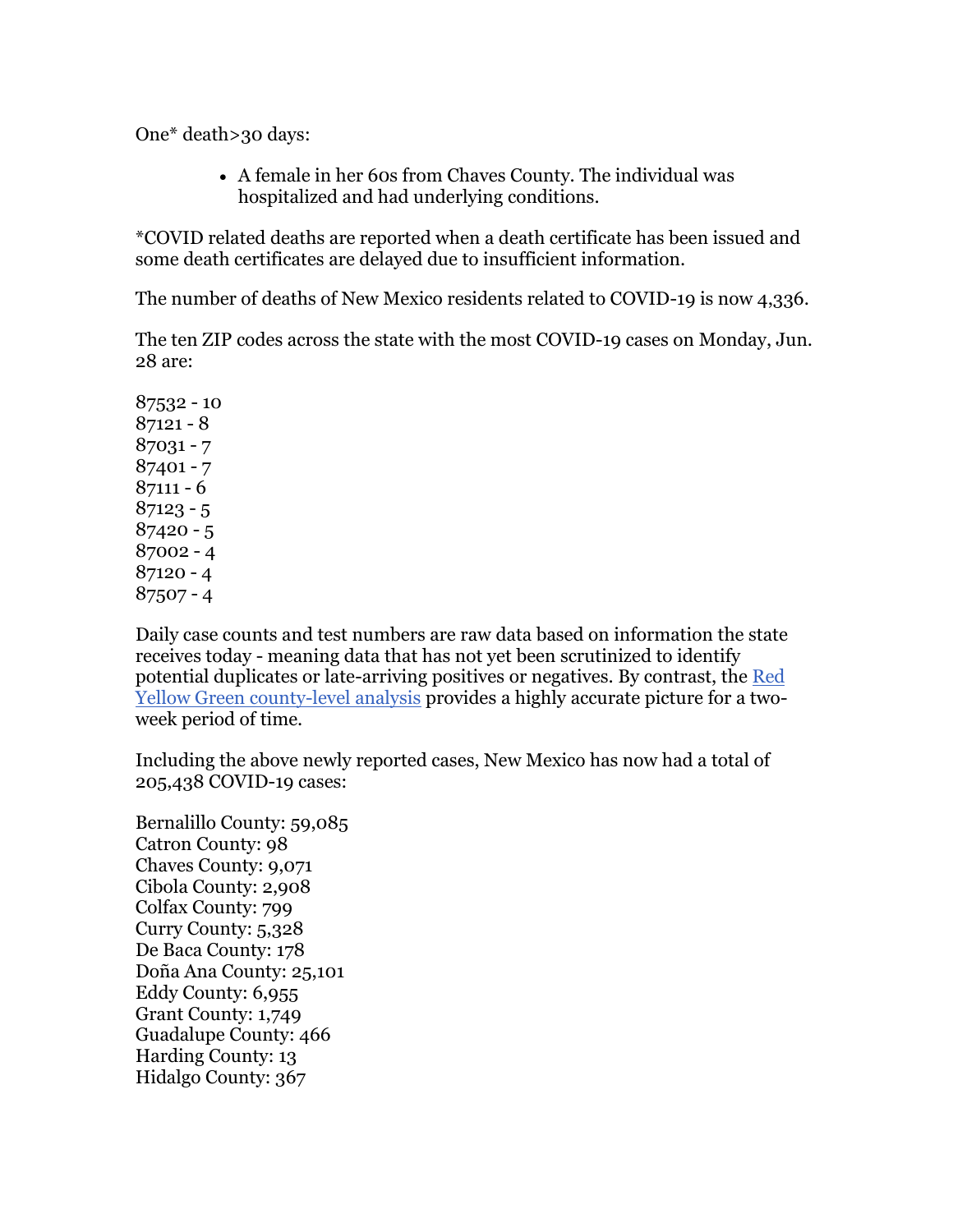One* death>30 days:

- A female in her 60s from Chaves County. The individual was hospitalized and had underlying conditions.

*COVID related deaths are reported when a death certificate has been issued and some death certificates are delayed due to insufficient information.

The number of deaths of New Mexico residents related to COVID-19 is now 4,336.

The ten ZIP codes across the state with the most COVID-19 cases on Monday, Jun. 28 are:

87532 - 10
87121 - 8
87031 - 7
87401 - 7
87111 - 6
87123 - 5
87420 - 5
87002 - 4
87120 - 4
87507 - 4

Daily case counts and test numbers are raw data based on information the state receives today - meaning data that has not yet been scrutinized to identify potential duplicates or late-arriving positives or negatives. By contrast, the [Red Yellow Green county-level analysis]() provides a highly accurate picture for a two-week period of time.

Including the above newly reported cases, New Mexico has now had a total of 205,438 COVID-19 cases:

Bernalillo County: 59,085
Catron County: 98
Chaves County: 9,071
Cibola County: 2,908
Colfax County: 799
Curry County: 5,328
De Baca County: 178
Doña Ana County: 25,101
Eddy County: 6,955
Grant County: 1,749
Guadalupe County: 466
Harding County: 13
Hidalgo County: 367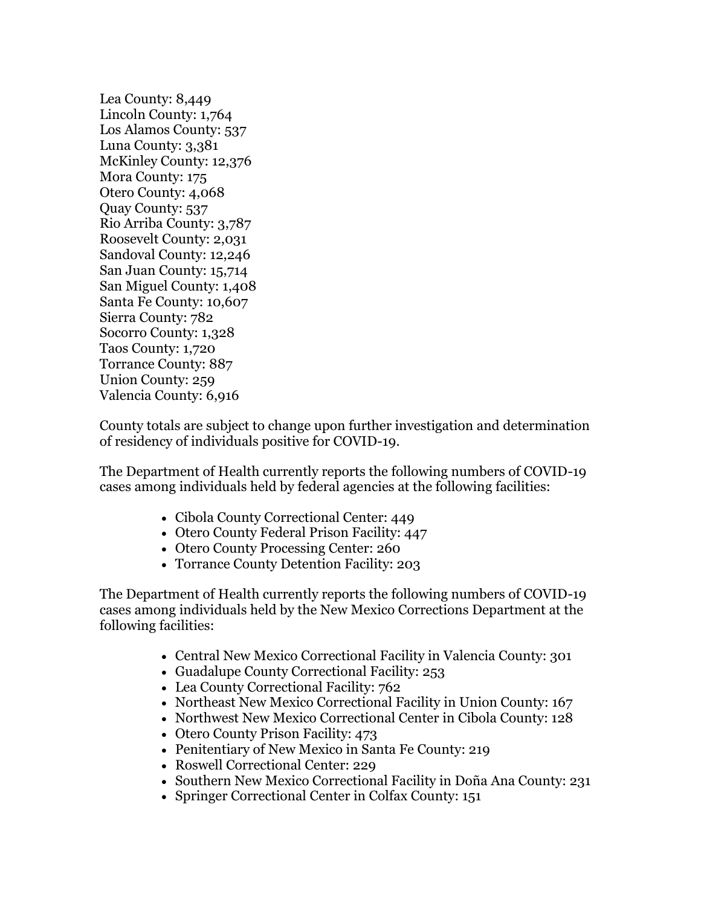Lea County: 8,449
Lincoln County: 1,764
Los Alamos County: 537
Luna County: 3,381
McKinley County: 12,376
Mora County: 175
Otero County: 4,068
Quay County: 537
Rio Arriba County: 3,787
Roosevelt County: 2,031
Sandoval County: 12,246
San Juan County: 15,714
San Miguel County: 1,408
Santa Fe County: 10,607
Sierra County: 782
Socorro County: 1,328
Taos County: 1,720
Torrance County: 887
Union County: 259
Valencia County: 6,916

County totals are subject to change upon further investigation and determination of residency of individuals positive for COVID-19.

The Department of Health currently reports the following numbers of COVID-19 cases among individuals held by federal agencies at the following facilities:

- Cibola County Correctional Center: 449
- Otero County Federal Prison Facility: 447
- Otero County Processing Center: 260
- Torrance County Detention Facility: 203

The Department of Health currently reports the following numbers of COVID-19 cases among individuals held by the New Mexico Corrections Department at the following facilities:

- Central New Mexico Correctional Facility in Valencia County: 301
- Guadalupe County Correctional Facility: 253
- Lea County Correctional Facility: 762
- Northeast New Mexico Correctional Facility in Union County: 167
- Northwest New Mexico Correctional Center in Cibola County: 128
- Otero County Prison Facility: 473
- Penitentiary of New Mexico in Santa Fe County: 219
- Roswell Correctional Center: 229
- Southern New Mexico Correctional Facility in Doña Ana County: 231
- Springer Correctional Center in Colfax County: 151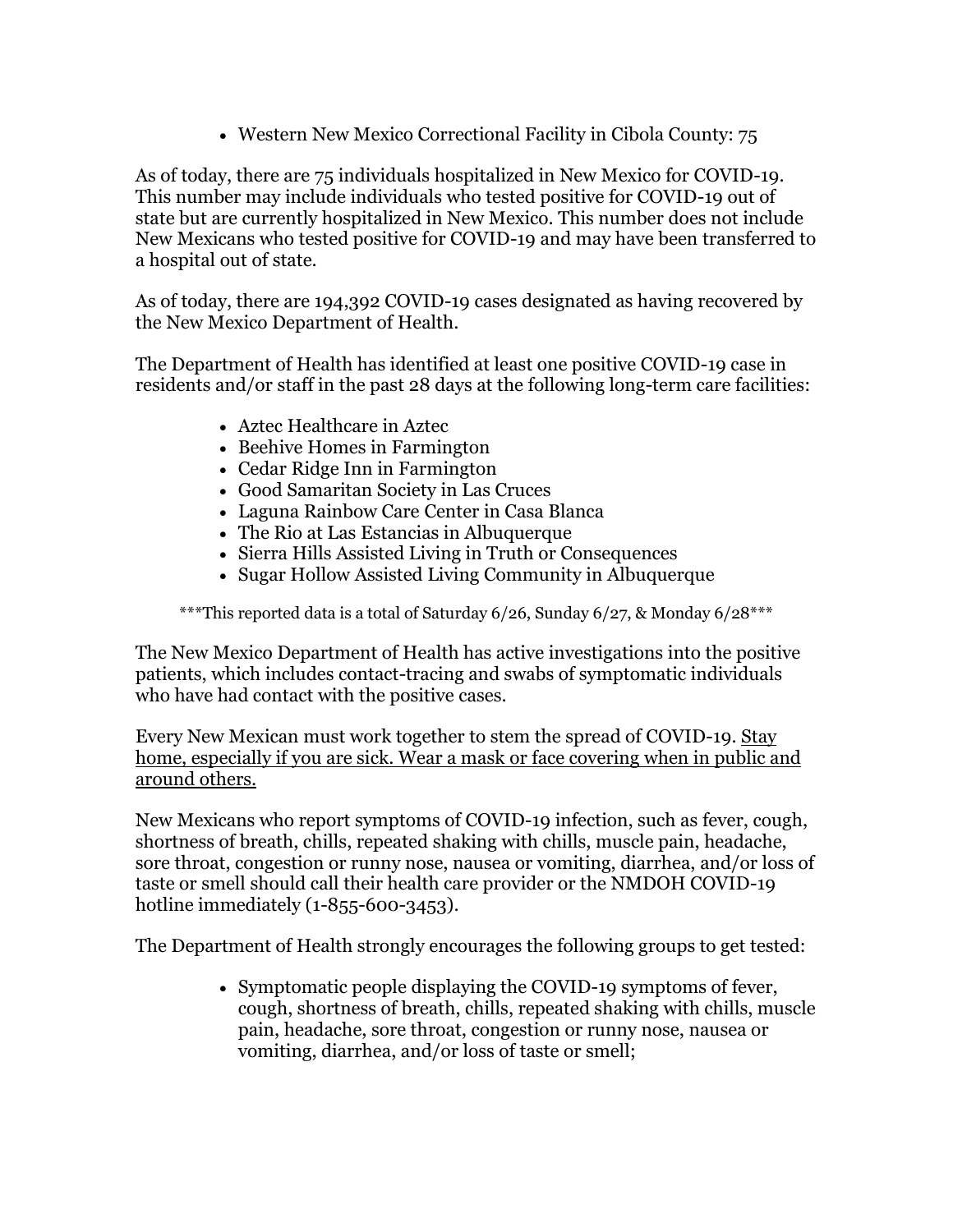- Western New Mexico Correctional Facility in Cibola County: 75

As of today, there are 75 individuals hospitalized in New Mexico for COVID-19. This number may include individuals who tested positive for COVID-19 out of state but are currently hospitalized in New Mexico. This number does not include New Mexicans who tested positive for COVID-19 and may have been transferred to a hospital out of state.

As of today, there are 194,392 COVID-19 cases designated as having recovered by the New Mexico Department of Health.

The Department of Health has identified at least one positive COVID-19 case in residents and/or staff in the past 28 days at the following long-term care facilities:

- Aztec Healthcare in Aztec
- Beehive Homes in Farmington
- Cedar Ridge Inn in Farmington
- Good Samaritan Society in Las Cruces
- Laguna Rainbow Care Center in Casa Blanca
- The Rio at Las Estancias in Albuquerque
- Sierra Hills Assisted Living in Truth or Consequences
- Sugar Hollow Assisted Living Community in Albuquerque

***This reported data is a total of Saturday 6/26, Sunday 6/27, & Monday 6/28***

The New Mexico Department of Health has active investigations into the positive patients, which includes contact-tracing and swabs of symptomatic individuals who have had contact with the positive cases.

Every New Mexican must work together to stem the spread of COVID-19. Stay home, especially if you are sick. Wear a mask or face covering when in public and around others.

New Mexicans who report symptoms of COVID-19 infection, such as fever, cough, shortness of breath, chills, repeated shaking with chills, muscle pain, headache, sore throat, congestion or runny nose, nausea or vomiting, diarrhea, and/or loss of taste or smell should call their health care provider or the NMDOH COVID-19 hotline immediately (1-855-600-3453).

The Department of Health strongly encourages the following groups to get tested:

- Symptomatic people displaying the COVID-19 symptoms of fever, cough, shortness of breath, chills, repeated shaking with chills, muscle pain, headache, sore throat, congestion or runny nose, nausea or vomiting, diarrhea, and/or loss of taste or smell;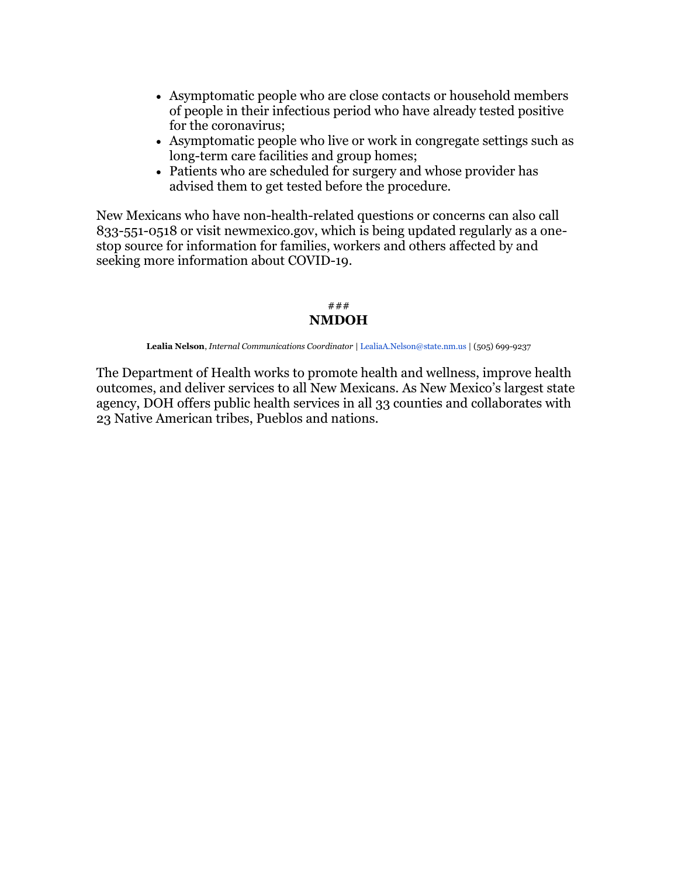- Asymptomatic people who are close contacts or household members of people in their infectious period who have already tested positive for the coronavirus;
- Asymptomatic people who live or work in congregate settings such as long-term care facilities and group homes;
- Patients who are scheduled for surgery and whose provider has advised them to get tested before the procedure.

New Mexicans who have non-health-related questions or concerns can also call 833-551-0518 or visit newmexico.gov, which is being updated regularly as a one-stop source for information for families, workers and others affected by and seeking more information about COVID-19.

###

**NMDOH**

**Lealia Nelson**, *Internal Communications Coordinator* | LealiaA.Nelson@state.nm.us | (505) 699-9237

The Department of Health works to promote health and wellness, improve health outcomes, and deliver services to all New Mexicans. As New Mexico's largest state agency, DOH offers public health services in all 33 counties and collaborates with 23 Native American tribes, Pueblos and nations.